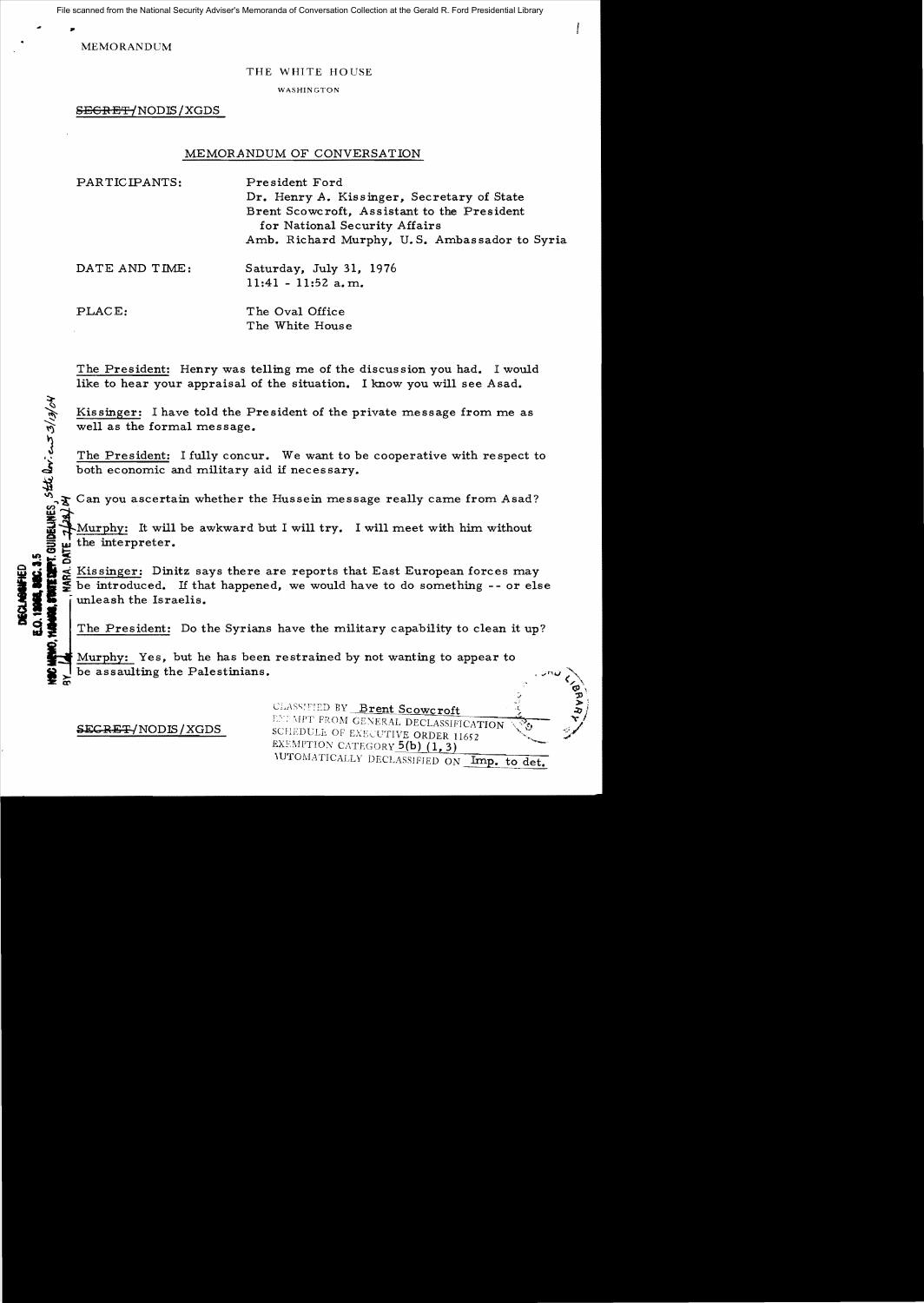MEMORANDUM

THE WHITE HOUSE

WASHINGTON

~~SECRET~~/NODIS/XGDS

## MEMORANDUM OF CONVERSATION

PARTICIPANTS: President Ford
Dr. Henry A. Kissinger, Secretary of State
Brent Scowcroft, Assistant to the President for National Security Affairs
Amb. Richard Murphy, U.S. Ambassador to Syria

DATE AND TIME: Saturday, July 31, 1976
11:41 - 11:52 a.m.

PLACE: The Oval Office
The White House

The President: Henry was telling me of the discussion you had. I would like to hear your appraisal of the situation. I know you will see Asad.

Kissinger: I have told the President of the private message from me as well as the formal message.

The President: I fully concur. We want to be cooperative with respect to both economic and military aid if necessary.

Can you ascertain whether the Hussein message really came from Asad?

Murphy: It will be awkward but I will try. I will meet with him without the interpreter.

Kissinger: Dinitz says there are reports that East European forces may be introduced. If that happened, we would have to do something -- or else unleash the Israelis.

The President: Do the Syrians have the military capability to clean it up?

Murphy: Yes, but he has been restrained by not wanting to appear to be assaulting the Palestinians.

~~SECRET~~/NODIS/XGDS

CLASSIFIED BY Brent Scowcroft
EXEMPT FROM GENERAL DECLASSIFICATION SCHEDULE OF EXECUTIVE ORDER 11652
EXEMPTION CATEGORY 5(b) (1, 3)
AUTOMATICALLY DECLASSIFIED ON Imp. to det.

DECLASSIFIED
E.O. 12958, SEC. 3.5
NSC MEMO, 11/24/98, STATE DEPT. GUIDELINES, State Dev. 3/12/04
BY ___, NARA, DATE 7/28/04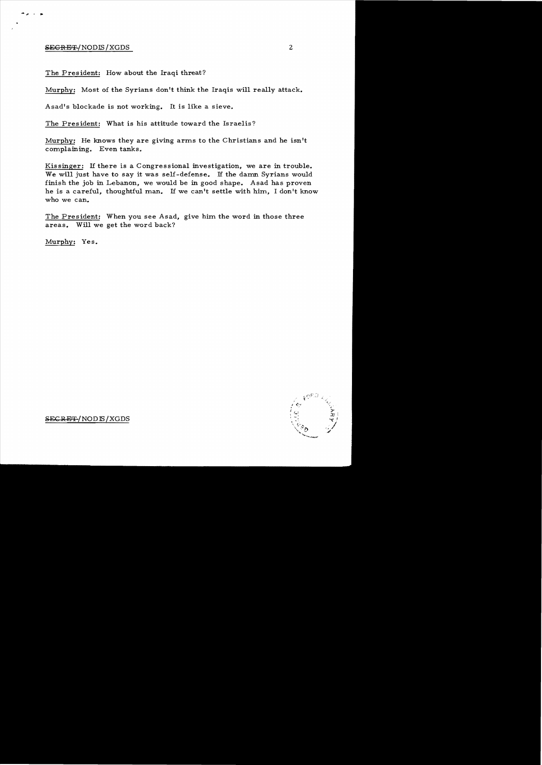The President: How about the Iraqi threat?

Murphy: Most of the Syrians don't think the Iraqis will really attack.

Asad's blockade is not working. It is like a sieve.

The President: What is his attitude toward the Israelis?

Murphy: He knows they are giving arms to the Christians and he isn't complaining. Even tanks.

Kissinger: If there is a Congressional investigation, we are in trouble. We will just have to say it was self-defense. If the damn Syrians would finish the job in Lebanon, we would be in good shape. Asad has proven he is a careful, thoughtful man. If we can't settle with him, I don't know who we can.

The President: When you see Asad, give him the word in those three areas. Will we get the word back?

Murphy: Yes.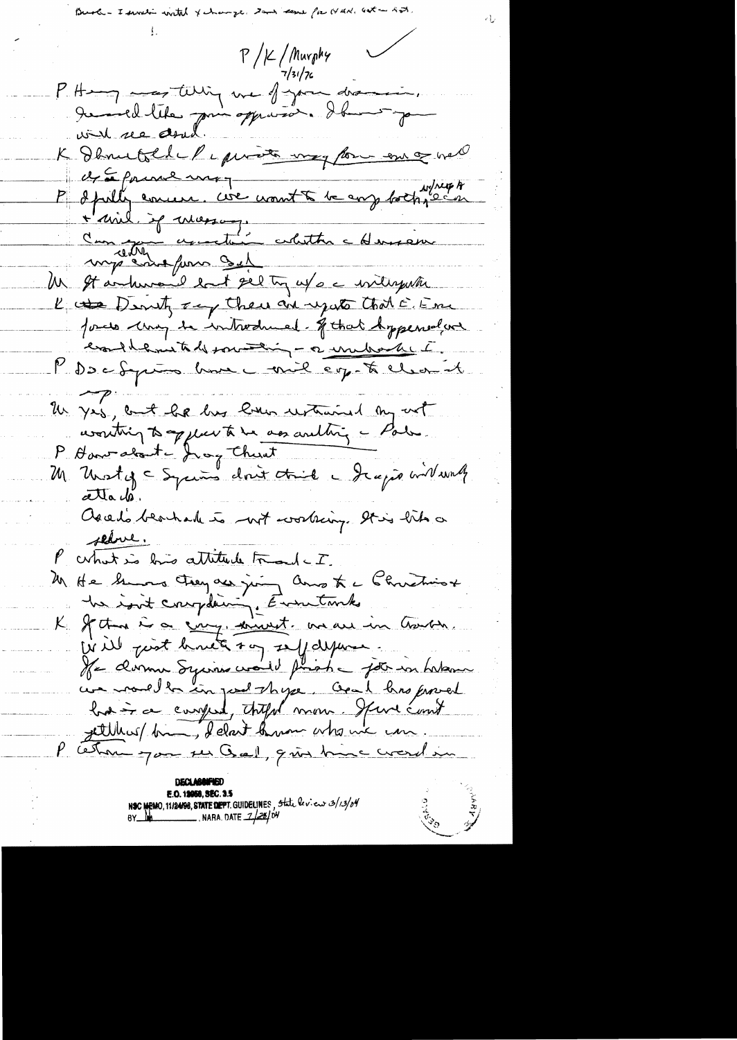Brok – I would withhold exchange. Don't come for UAR, not – ?

P/K/Murphy
7/31/76

P Henry was telling me of your dinner. I would like your appraisal. I know you will see Asad.

K I have told the President my former one on all the formal ways.

P I fully concur. We want to be very both, where it counts + civil, if necessary.

Can you ascertain whether the Lebanese may ever come from Syria

M It will be hard but getting it w/o intervention

K The Deputy say there are reports that the Syrian forces may be introduced. If that happened we would have to do something – or withdraw I.

P Do the Syrians have the will enough to clean it up?

M Yes, but he has been restrained by not wanting to appear to be assaulting the Pals.

P How about Iraq threat

M Most of the Syrians don't think the Iraqis will really attack.

Asad's backside is not worrying. It is like a sedative.

P What is his attitude toward the I.

M He knows they are giving arms to the Christians + he isn't complaining. Even tanks

K If there is a crazy move, we are in trouble. Will just break + say self defense. If the dam Syrians would finish the job in Lebanon we would be in good shape. Asad has proved he is a careful, thoughtful man. If we can't get along w/ him, I don't know who we can.

P When you see Asad, give him the word in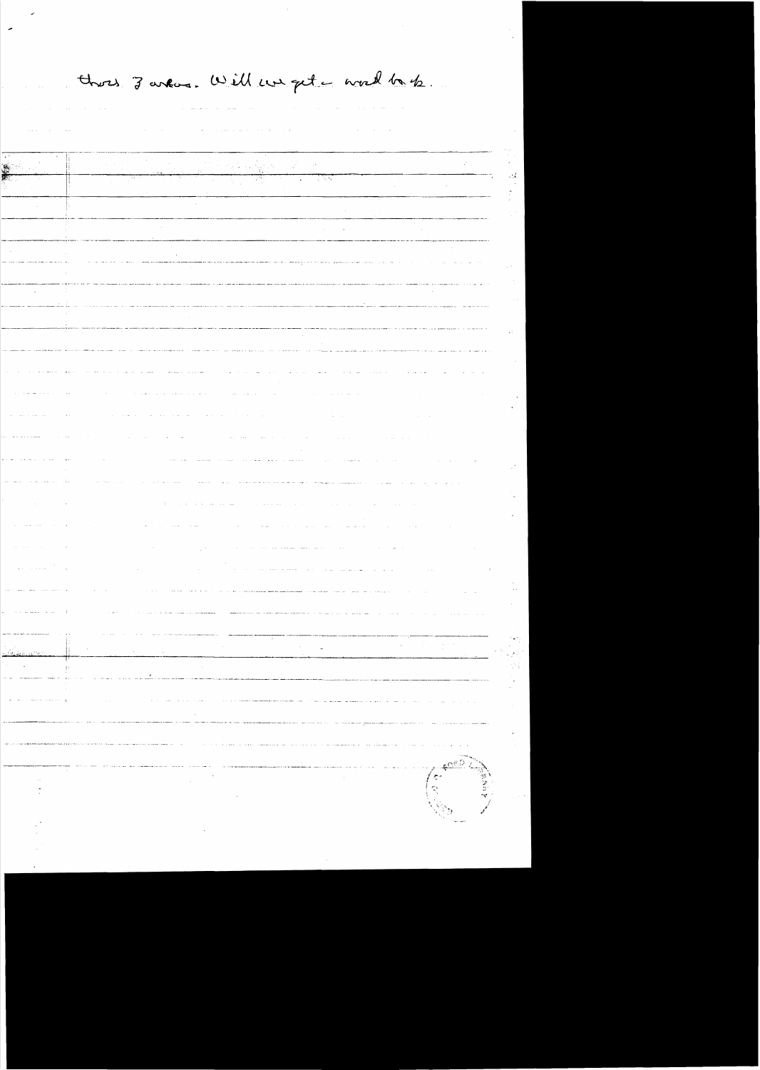those 3 areas. Will we get word back.